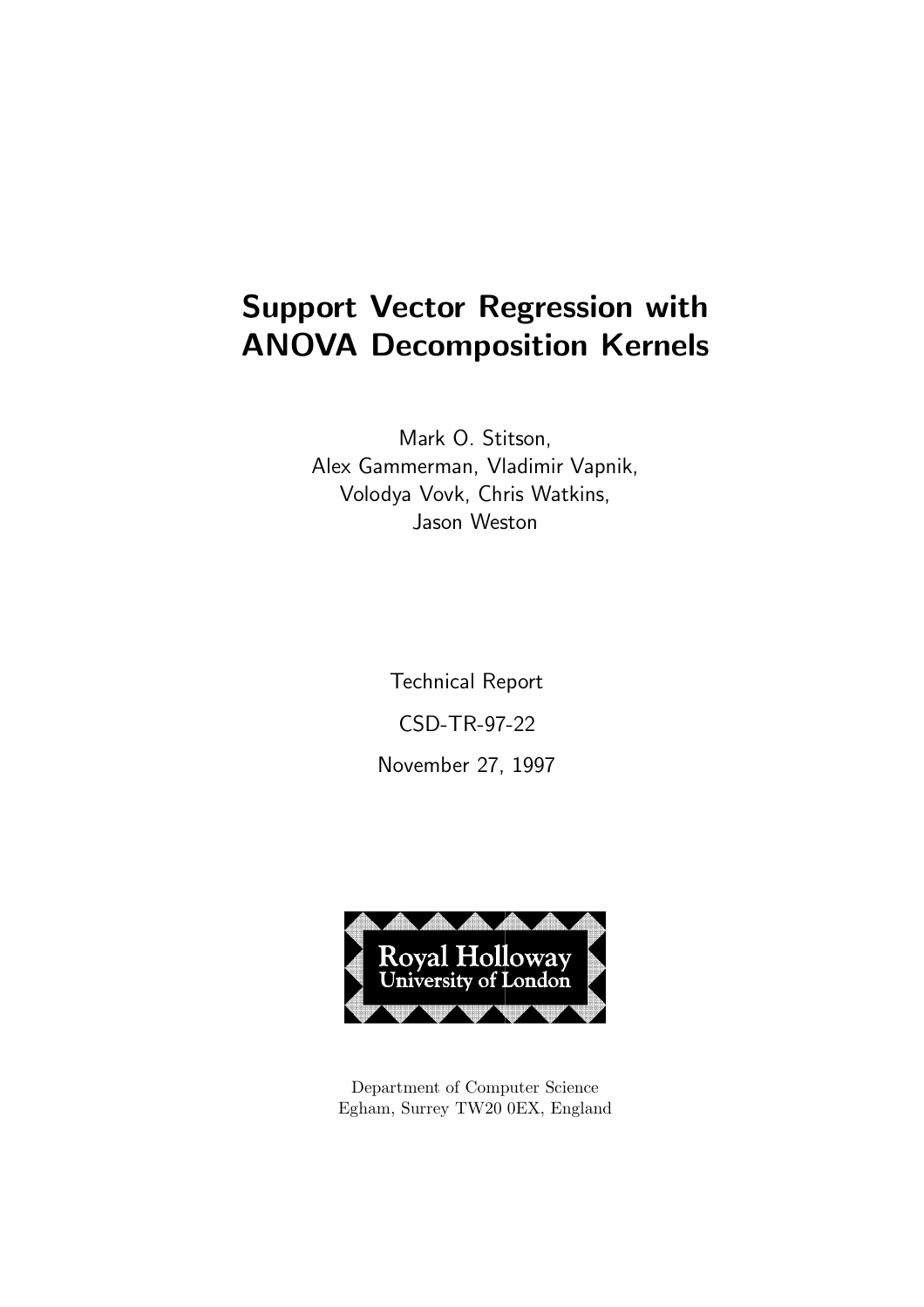# Support Vector Regression with ANOVA Decomposition Kernels

Mark O. Stitson,
Alex Gammerman, Vladimir Vapnik,
Volodya Vovk, Chris Watkins,
Jason Weston

Technical Report

CSD-TR-97-22

November 27, 1997

Royal Holloway
University of London

Department of Computer Science
Egham, Surrey TW20 0EX, England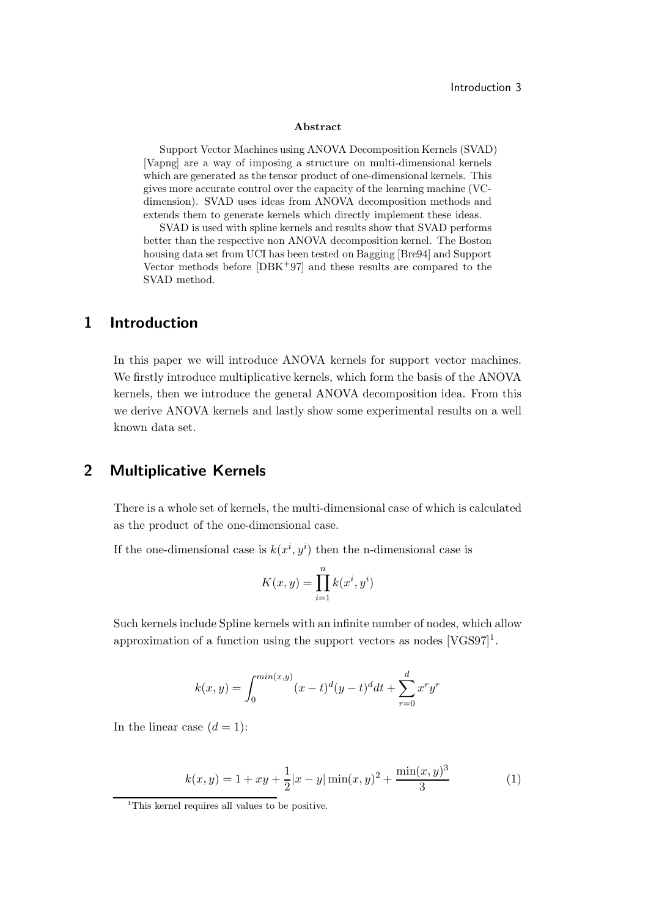**Abstract**

Support Vector Machines using ANOVA Decomposition Kernels (SVAD) [Vapng] are a way of imposing a structure on multi-dimensional kernels which are generated as the tensor product of one-dimensional kernels. This gives more accurate control over the capacity of the learning machine (VC-dimension). SVAD uses ideas from ANOVA decomposition methods and extends them to generate kernels which directly implement these ideas.

SVAD is used with spline kernels and results show that SVAD performs better than the respective non ANOVA decomposition kernel. The Boston housing data set from UCI has been tested on Bagging [Bre94] and Support Vector methods before [DBK+97] and these results are compared to the SVAD method.

# 1 Introduction

In this paper we will introduce ANOVA kernels for support vector machines. We firstly introduce multiplicative kernels, which form the basis of the ANOVA kernels, then we introduce the general ANOVA decomposition idea. From this we derive ANOVA kernels and lastly show some experimental results on a well known data set.

# 2 Multiplicative Kernels

There is a whole set of kernels, the multi-dimensional case of which is calculated as the product of the one-dimensional case.

If the one-dimensional case is $k(x^i, y^i)$ then the n-dimensional case is

$$K(x, y) = \prod_{i=1}^{n} k(x^i, y^i)$$

Such kernels include Spline kernels with an infinite number of nodes, which allow approximation of a function using the support vectors as nodes [VGS97][1].

$$k(x, y) = \int_0^{min(x,y)} (x - t)^d (y - t)^d dt + \sum_{r=0}^{d} x^r y^r$$

In the linear case ($d = 1$):

$$k(x, y) = 1 + xy + \frac{1}{2}|x - y| \min(x, y)^2 + \frac{\min(x, y)^3}{3} \tag{1}$$

[1] This kernel requires all values to be positive.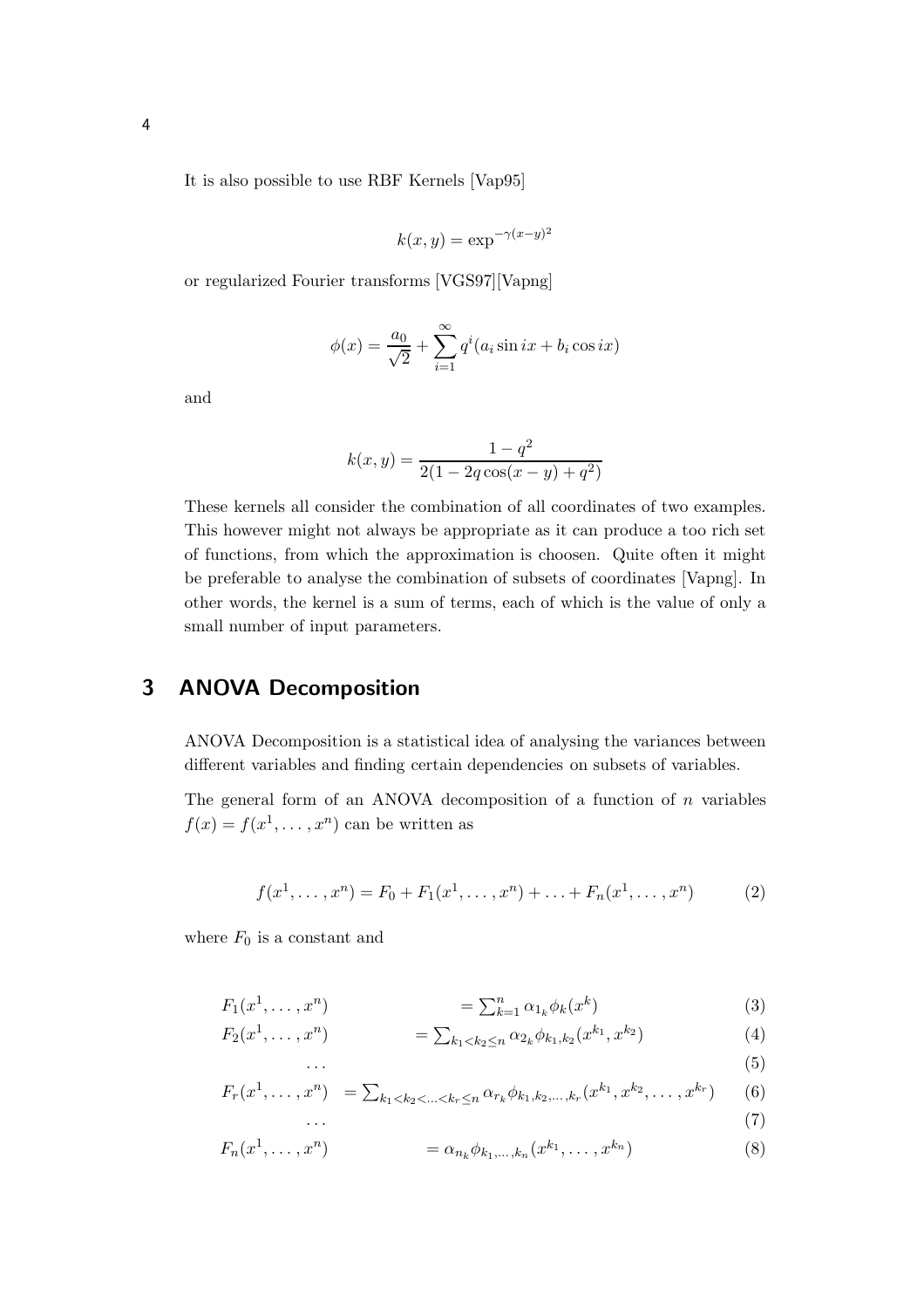It is also possible to use RBF Kernels [Vap95]

$$k(x, y) = \exp^{-\gamma(x-y)^2}$$

or regularized Fourier transforms [VGS97][Vapng]

$$\phi(x) = \frac{a_0}{\sqrt{2}} + \sum_{i=1}^{\infty} q^i (a_i \sin ix + b_i \cos ix)$$

and

$$k(x, y) = \frac{1 - q^2}{2(1 - 2q\cos(x - y) + q^2)}$$

These kernels all consider the combination of all coordinates of two examples. This however might not always be appropriate as it can produce a too rich set of functions, from which the approximation is choosen. Quite often it might be preferable to analyse the combination of subsets of coordinates [Vapng]. In other words, the kernel is a sum of terms, each of which is the value of only a small number of input parameters.

## 3 ANOVA Decomposition

ANOVA Decomposition is a statistical idea of analysing the variances between different variables and finding certain dependencies on subsets of variables.

The general form of an ANOVA decomposition of a function of $n$ variables $f(x) = f(x^1, \ldots, x^n)$ can be written as

$$f(x^1, \ldots, x^n) = F_0 + F_1(x^1, \ldots, x^n) + \ldots + F_n(x^1, \ldots, x^n) \tag{2}$$

where $F_0$ is a constant and

$$F_1(x^1, \ldots, x^n) = \sum_{k=1}^{n} \alpha_{1_k} \phi_k(x^k) \tag{3}$$

$$F_2(x^1, \ldots, x^n) = \sum_{k_1 < k_2 \leq n} \alpha_{2_k} \phi_{k_1,k_2}(x^{k_1}, x^{k_2}) \tag{4}$$

$$\ldots \tag{5}$$

$$F_r(x^1, \ldots, x^n) = \sum_{k_1 < k_2 < \ldots < k_r \leq n} \alpha_{r_k} \phi_{k_1,k_2,\ldots,k_r}(x^{k_1}, x^{k_2}, \ldots, x^{k_r}) \tag{6}$$

$$\ldots \tag{7}$$

$$F_n(x^1, \ldots, x^n) = \alpha_{n_k} \phi_{k_1,\ldots,k_n}(x^{k_1}, \ldots, x^{k_n}) \tag{8}$$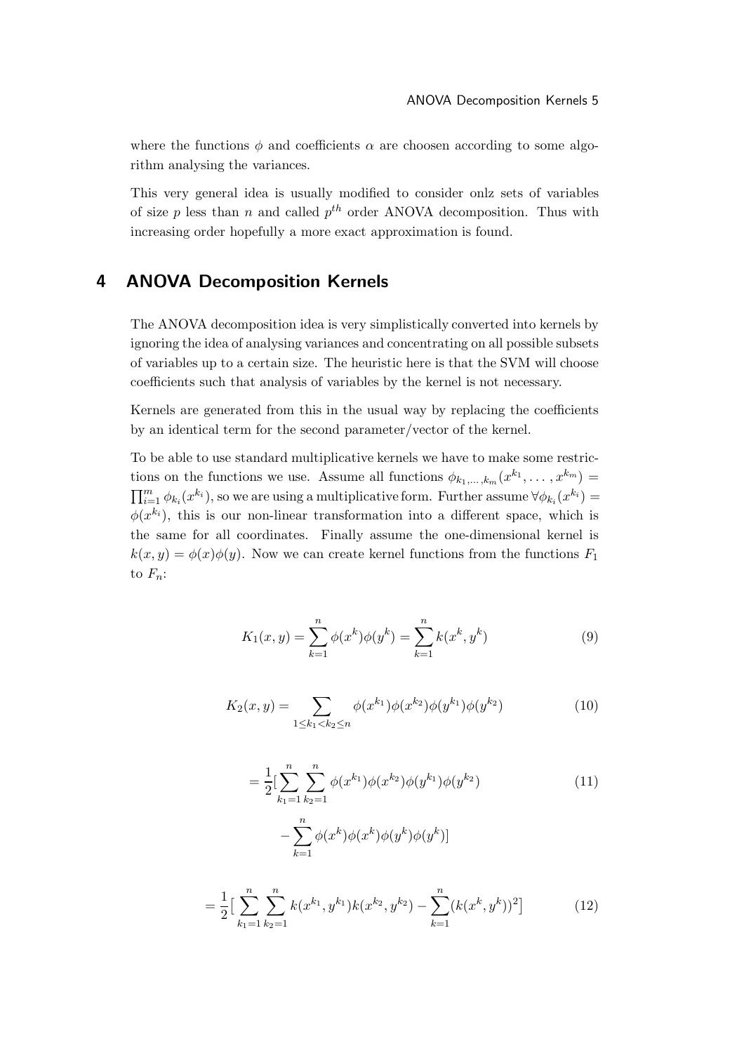where the functions $\phi$ and coefficients $\alpha$ are choosen according to some algorithm analysing the variances.

This very general idea is usually modified to consider onlz sets of variables of size $p$ less than $n$ and called $p^{th}$ order ANOVA decomposition. Thus with increasing order hopefully a more exact approximation is found.

## 4 ANOVA Decomposition Kernels

The ANOVA decomposition idea is very simplistically converted into kernels by ignoring the idea of analysing variances and concentrating on all possible subsets of variables up to a certain size. The heuristic here is that the SVM will choose coefficients such that analysis of variables by the kernel is not necessary.

Kernels are generated from this in the usual way by replacing the coefficients by an identical term for the second parameter/vector of the kernel.

To be able to use standard multiplicative kernels we have to make some restrictions on the functions we use. Assume all functions $\phi_{k_1,\dots,k_m}(x^{k_1},\dots,x^{k_m}) = \prod_{i=1}^{m} \phi_{k_i}(x^{k_i})$, so we are using a multiplicative form. Further assume $\forall \phi_{k_i}(x^{k_i}) = \phi(x^{k_i})$, this is our non-linear transformation into a different space, which is the same for all coordinates. Finally assume the one-dimensional kernel is $k(x,y) = \phi(x)\phi(y)$. Now we can create kernel functions from the functions $F_1$ to $F_n$:

$$K_1(x,y) = \sum_{k=1}^{n} \phi(x^k)\phi(y^k) = \sum_{k=1}^{n} k(x^k, y^k) \tag{9}$$

$$K_2(x,y) = \sum_{1 \le k_1 < k_2 \le n} \phi(x^{k_1})\phi(x^{k_2})\phi(y^{k_1})\phi(y^{k_2}) \tag{10}$$

$$= \frac{1}{2}\Big[\sum_{k_1=1}^{n}\sum_{k_2=1}^{n} \phi(x^{k_1})\phi(x^{k_2})\phi(y^{k_1})\phi(y^{k_2}) - \sum_{k=1}^{n} \phi(x^k)\phi(x^k)\phi(y^k)\phi(y^k)\Big] \tag{11}$$

$$= \frac{1}{2}\Big[\sum_{k_1=1}^{n}\sum_{k_2=1}^{n} k(x^{k_1}, y^{k_1})k(x^{k_2}, y^{k_2}) - \sum_{k=1}^{n}(k(x^k, y^k))^2\Big] \tag{12}$$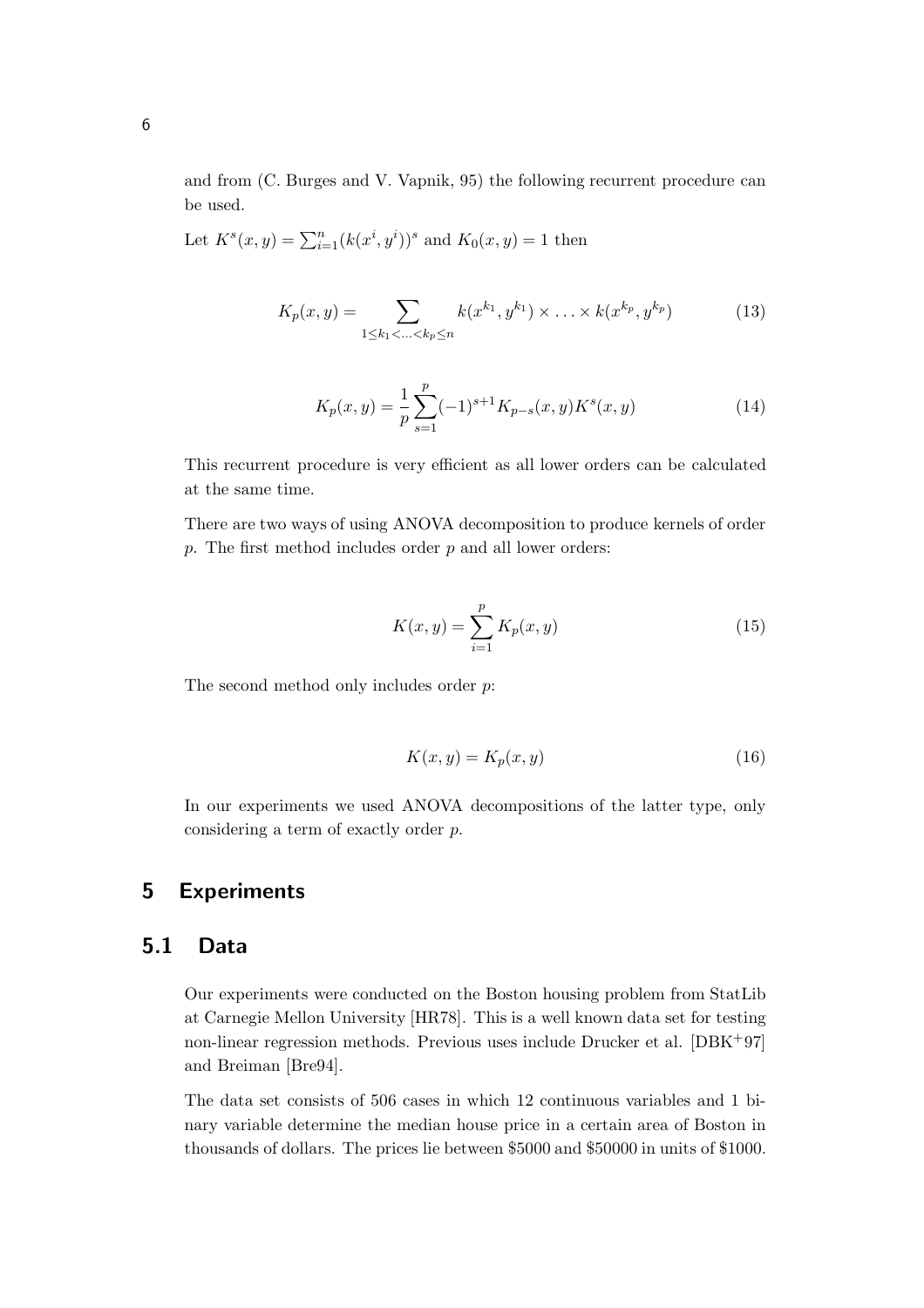and from (C. Burges and V. Vapnik, 95) the following recurrent procedure can be used.

Let $K^s(x, y) = \sum_{i=1}^{n} (k(x^i, y^i))^s$ and $K_0(x, y) = 1$ then

$$K_p(x, y) = \sum_{1 \leq k_1 < \ldots < k_p \leq n} k(x^{k_1}, y^{k_1}) \times \ldots \times k(x^{k_p}, y^{k_p}) \tag{13}$$

$$K_p(x, y) = \frac{1}{p} \sum_{s=1}^{p} (-1)^{s+1} K_{p-s}(x, y) K^s(x, y) \tag{14}$$

This recurrent procedure is very efficient as all lower orders can be calculated at the same time.

There are two ways of using ANOVA decomposition to produce kernels of order $p$. The first method includes order $p$ and all lower orders:

$$K(x, y) = \sum_{i=1}^{p} K_p(x, y) \tag{15}$$

The second method only includes order $p$:

$$K(x, y) = K_p(x, y) \tag{16}$$

In our experiments we used ANOVA decompositions of the latter type, only considering a term of exactly order $p$.

## 5 Experiments

### 5.1 Data

Our experiments were conducted on the Boston housing problem from StatLib at Carnegie Mellon University [HR78]. This is a well known data set for testing non-linear regression methods. Previous uses include Drucker et al. [DBK+97] and Breiman [Bre94].

The data set consists of 506 cases in which 12 continuous variables and 1 binary variable determine the median house price in a certain area of Boston in thousands of dollars. The prices lie between \$5000 and \$50000 in units of \$1000.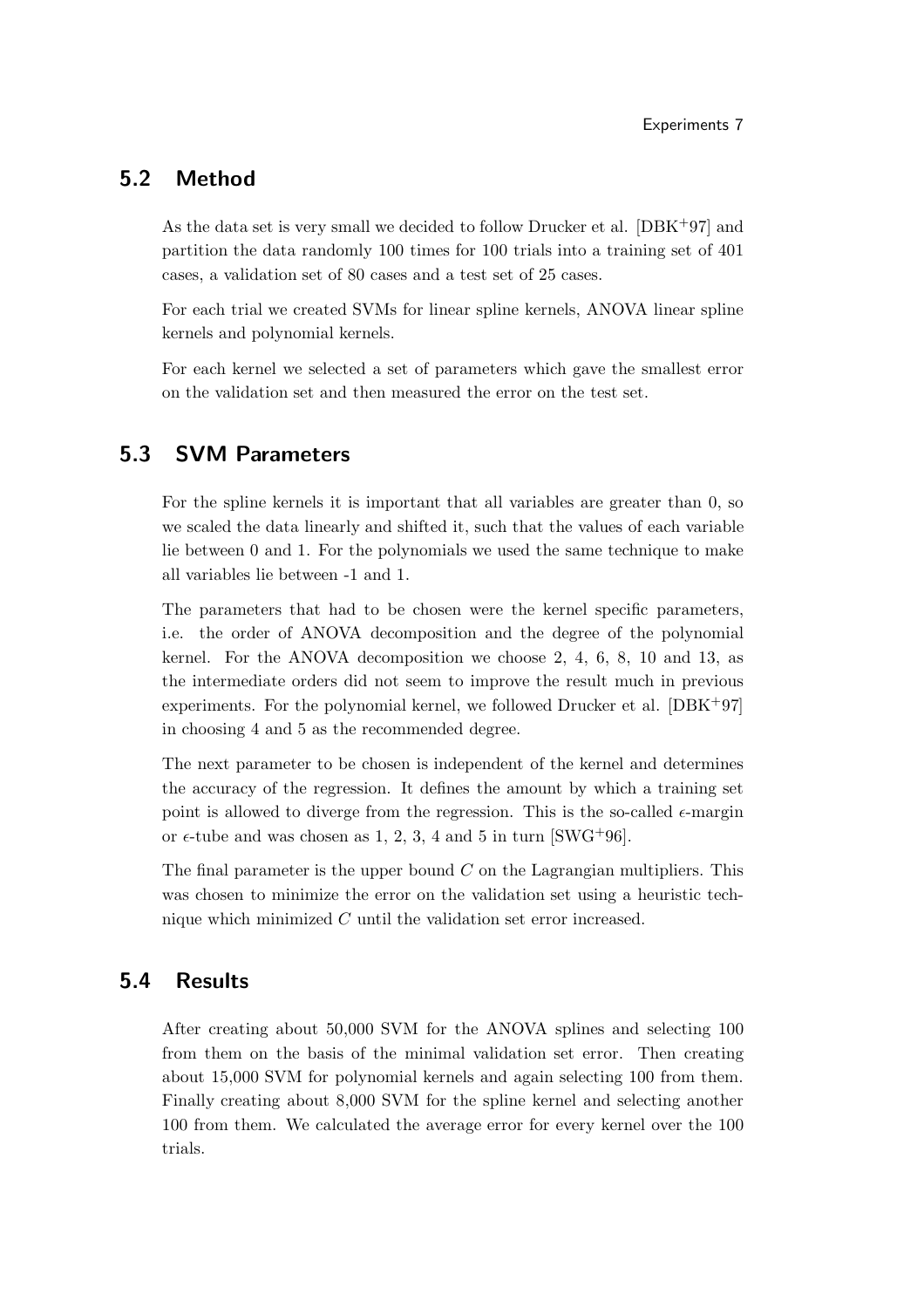## 5.2 Method

As the data set is very small we decided to follow Drucker et al. [DBK+97] and partition the data randomly 100 times for 100 trials into a training set of 401 cases, a validation set of 80 cases and a test set of 25 cases.

For each trial we created SVMs for linear spline kernels, ANOVA linear spline kernels and polynomial kernels.

For each kernel we selected a set of parameters which gave the smallest error on the validation set and then measured the error on the test set.

## 5.3 SVM Parameters

For the spline kernels it is important that all variables are greater than 0, so we scaled the data linearly and shifted it, such that the values of each variable lie between 0 and 1. For the polynomials we used the same technique to make all variables lie between -1 and 1.

The parameters that had to be chosen were the kernel specific parameters, i.e. the order of ANOVA decomposition and the degree of the polynomial kernel. For the ANOVA decomposition we choose 2, 4, 6, 8, 10 and 13, as the intermediate orders did not seem to improve the result much in previous experiments. For the polynomial kernel, we followed Drucker et al. [DBK+97] in choosing 4 and 5 as the recommended degree.

The next parameter to be chosen is independent of the kernel and determines the accuracy of the regression. It defines the amount by which a training set point is allowed to diverge from the regression. This is the so-called $\epsilon$-margin or $\epsilon$-tube and was chosen as 1, 2, 3, 4 and 5 in turn [SWG+96].

The final parameter is the upper bound $C$ on the Lagrangian multipliers. This was chosen to minimize the error on the validation set using a heuristic technique which minimized $C$ until the validation set error increased.

## 5.4 Results

After creating about 50,000 SVM for the ANOVA splines and selecting 100 from them on the basis of the minimal validation set error. Then creating about 15,000 SVM for polynomial kernels and again selecting 100 from them. Finally creating about 8,000 SVM for the spline kernel and selecting another 100 from them. We calculated the average error for every kernel over the 100 trials.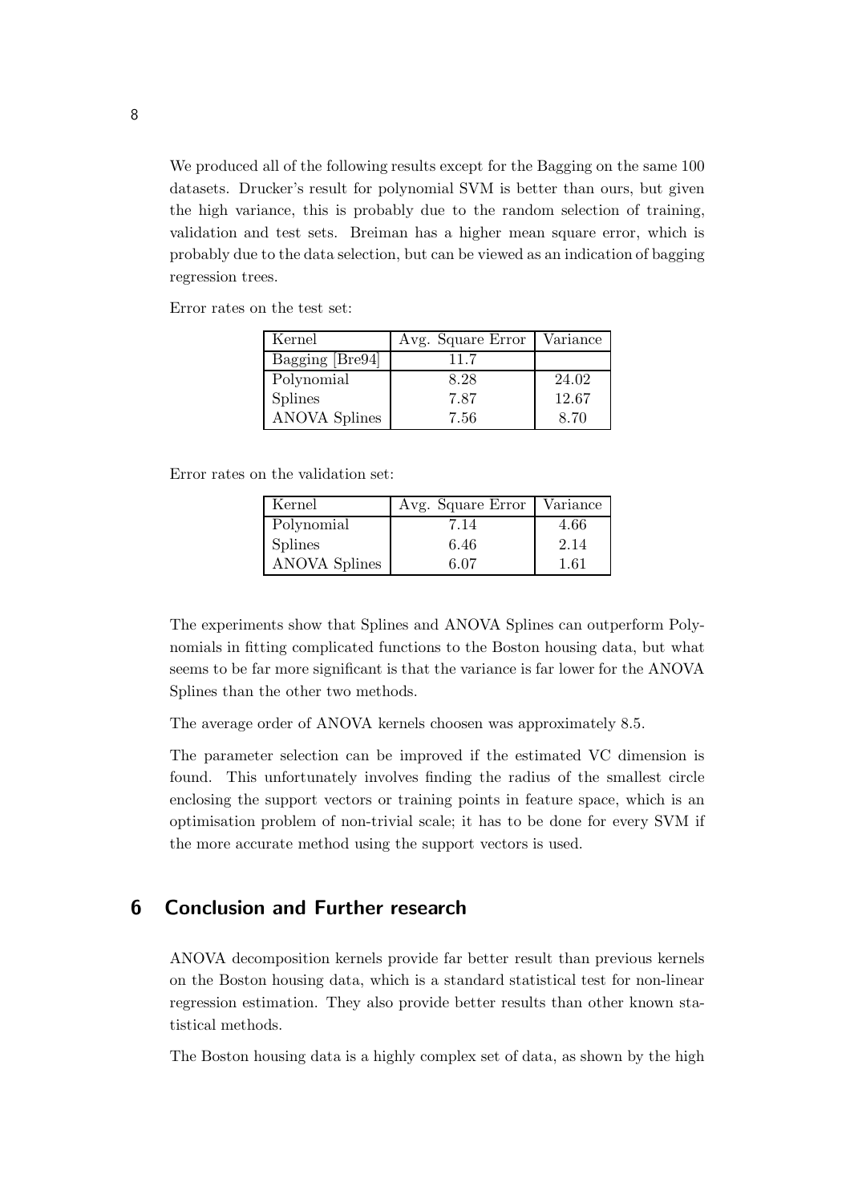We produced all of the following results except for the Bagging on the same 100 datasets. Drucker's result for polynomial SVM is better than ours, but given the high variance, this is probably due to the random selection of training, validation and test sets. Breiman has a higher mean square error, which is probably due to the data selection, but can be viewed as an indication of bagging regression trees.

Error rates on the test set:

| Kernel | Avg. Square Error | Variance |
| --- | --- | --- |
| Bagging [Bre94] | 11.7 | |
| Polynomial | 8.28 | 24.02 |
| Splines | 7.87 | 12.67 |
| ANOVA Splines | 7.56 | 8.70 |

Error rates on the validation set:

| Kernel | Avg. Square Error | Variance |
| --- | --- | --- |
| Polynomial | 7.14 | 4.66 |
| Splines | 6.46 | 2.14 |
| ANOVA Splines | 6.07 | 1.61 |

The experiments show that Splines and ANOVA Splines can outperform Polynomials in fitting complicated functions to the Boston housing data, but what seems to be far more significant is that the variance is far lower for the ANOVA Splines than the other two methods.

The average order of ANOVA kernels choosen was approximately 8.5.

The parameter selection can be improved if the estimated VC dimension is found. This unfortunately involves finding the radius of the smallest circle enclosing the support vectors or training points in feature space, which is an optimisation problem of non-trivial scale; it has to be done for every SVM if the more accurate method using the support vectors is used.

## 6 Conclusion and Further research

ANOVA decomposition kernels provide far better result than previous kernels on the Boston housing data, which is a standard statistical test for non-linear regression estimation. They also provide better results than other known statistical methods.

The Boston housing data is a highly complex set of data, as shown by the high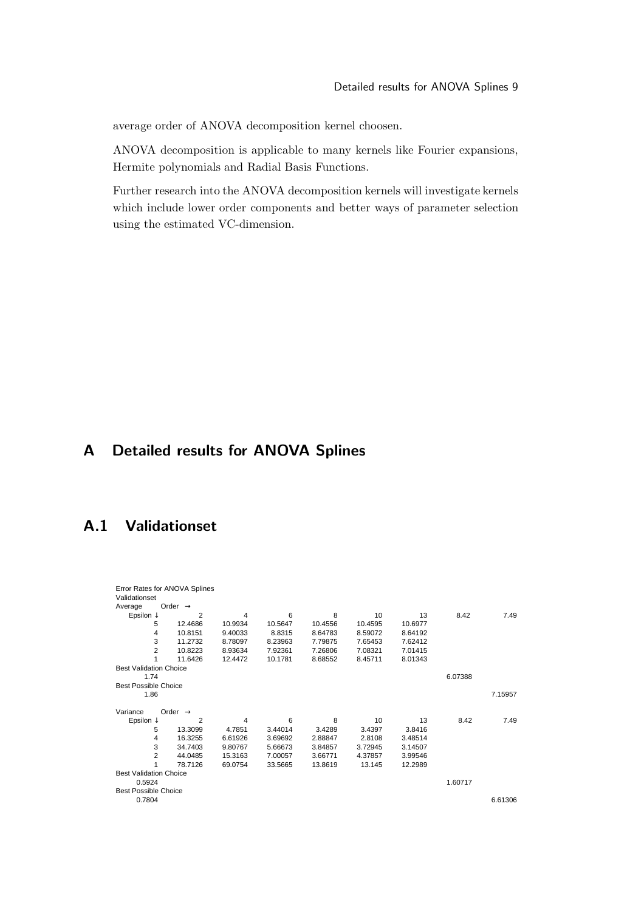average order of ANOVA decomposition kernel choosen.

ANOVA decomposition is applicable to many kernels like Fourier expansions, Hermite polynomials and Radial Basis Functions.

Further research into the ANOVA decomposition kernels will investigate kernels which include lower order components and better ways of parameter selection using the estimated VC-dimension.

# A Detailed results for ANOVA Splines

## A.1 Validationset

Error Rates for ANOVA Splines
Validationset

| Average | Order → | | | | | | | |
|---|---|---|---|---|---|---|---|---|
| Epsilon ↓ | 2 | 4 | 6 | 8 | 10 | 13 | 8.42 | 7.49 |
| 5 | 12.4686 | 10.9934 | 10.5647 | 10.4556 | 10.4595 | 10.6977 | | |
| 4 | 10.8151 | 9.40033 | 8.8315 | 8.64783 | 8.59072 | 8.64192 | | |
| 3 | 11.2732 | 8.78097 | 8.23963 | 7.79875 | 7.65453 | 7.62412 | | |
| 2 | 10.8223 | 8.93634 | 7.92361 | 7.26806 | 7.08321 | 7.01415 | | |
| 1 | 11.6426 | 12.4472 | 10.1781 | 8.68552 | 8.45711 | 8.01343 | | |
| Best Validation Choice | | | | | | | | |
| 1.74 | | | | | | | 6.07388 | |
| Best Possible Choice | | | | | | | | |
| 1.86 | | | | | | | | 7.15957 |

| Variance | Order → | | | | | | | |
|---|---|---|---|---|---|---|---|---|
| Epsilon ↓ | 2 | 4 | 6 | 8 | 10 | 13 | 8.42 | 7.49 |
| 5 | 13.3099 | 4.7851 | 3.44014 | 3.4289 | 3.4397 | 3.8416 | | |
| 4 | 16.3255 | 6.61926 | 3.69692 | 2.88847 | 2.8108 | 3.48514 | | |
| 3 | 34.7403 | 9.80767 | 5.66673 | 3.84857 | 3.72945 | 3.14507 | | |
| 2 | 44.0485 | 15.3163 | 7.00057 | 3.66771 | 4.37857 | 3.99546 | | |
| 1 | 78.7126 | 69.0754 | 33.5665 | 13.8619 | 13.145 | 12.2989 | | |
| Best Validation Choice | | | | | | | | |
| 0.5924 | | | | | | | 1.60717 | |
| Best Possible Choice | | | | | | | | |
| 0.7804 | | | | | | | | 6.61306 |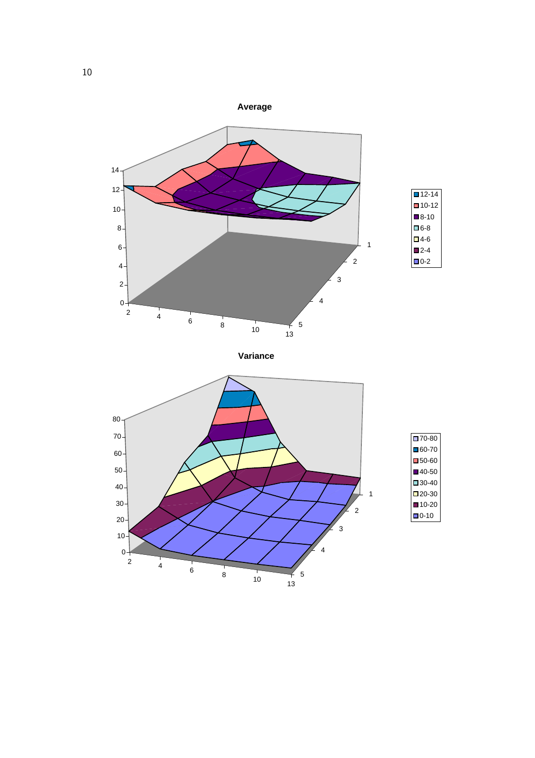**Average**

**Variance**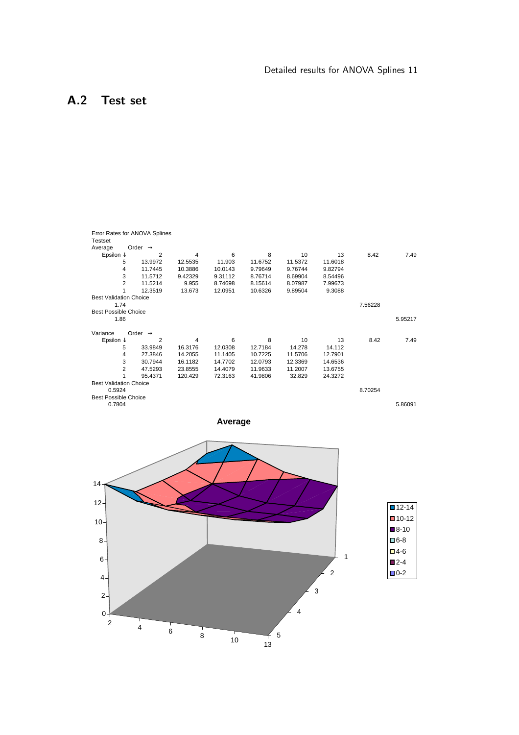## A.2 Test set

Error Rates for ANOVA Splines

Testset

| Average | Order → | | | | | | | |
|---|---|---|---|---|---|---|---|---|
| Epsilon ↓ | 2 | 4 | 6 | 8 | 10 | 13 | 8.42 | 7.49 |
| 5 | 13.9972 | 12.5535 | 11.903 | 11.6752 | 11.5372 | 11.6018 | | |
| 4 | 11.7445 | 10.3886 | 10.0143 | 9.79649 | 9.76744 | 9.82794 | | |
| 3 | 11.5712 | 9.42329 | 9.31112 | 8.76714 | 8.69904 | 8.54496 | | |
| 2 | 11.5214 | 9.955 | 8.74698 | 8.15614 | 8.07987 | 7.99673 | | |
| 1 | 12.3519 | 13.673 | 12.0951 | 10.6326 | 9.89504 | 9.3088 | | |
| Best Validation Choice | | | | | | | | |
| 1.74 | | | | | | | 7.56228 | |
| Best Possible Choice | | | | | | | | |
| 1.86 | | | | | | | | 5.95217 |

| Variance | Order → | | | | | | | |
|---|---|---|---|---|---|---|---|---|
| Epsilon ↓ | 2 | 4 | 6 | 8 | 10 | 13 | 8.42 | 7.49 |
| 5 | 33.9849 | 16.3176 | 12.0308 | 12.7184 | 14.278 | 14.112 | | |
| 4 | 27.3846 | 14.2055 | 11.1405 | 10.7225 | 11.5706 | 12.7901 | | |
| 3 | 30.7944 | 16.1182 | 14.7702 | 12.0793 | 12.3369 | 14.6536 | | |
| 2 | 47.5293 | 23.8555 | 14.4079 | 11.9633 | 11.2007 | 13.6755 | | |
| 1 | 95.4371 | 120.429 | 72.3163 | 41.9806 | 32.829 | 24.3272 | | |
| Best Validation Choice | | | | | | | | |
| 0.5924 | | | | | | | 8.70254 | |
| Best Possible Choice | | | | | | | | |
| 0.7804 | | | | | | | | 5.86091 |

**Average**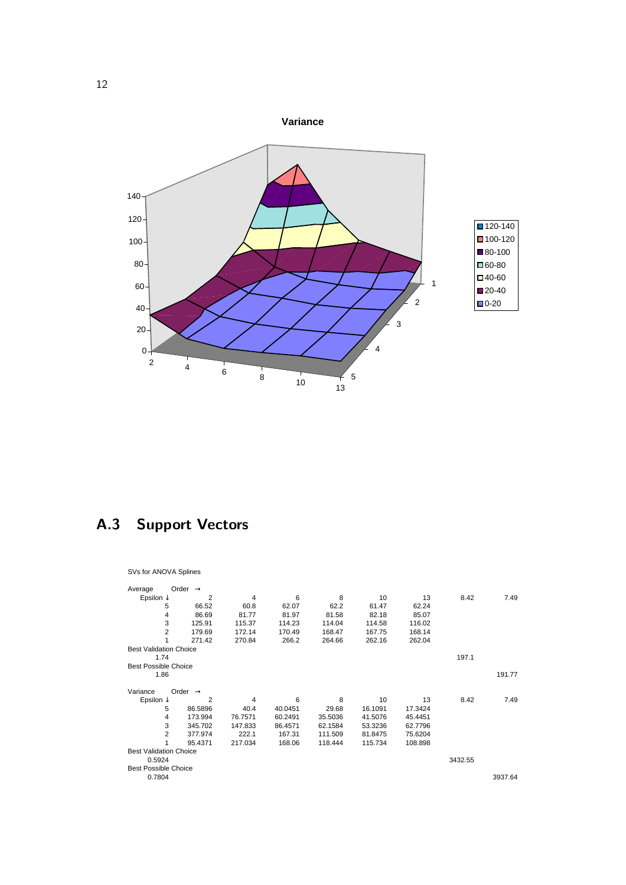**Variance**

## A.3 Support Vectors

SVs for ANOVA Splines

| Average | Order → | | | | | | | |
|---|---|---|---|---|---|---|---|---|
| Epsilon ↓ | 2 | 4 | 6 | 8 | 10 | 13 | 8.42 | 7.49 |
| 5 | 66.52 | 60.8 | 62.07 | 62.2 | 61.47 | 62.24 | | |
| 4 | 86.69 | 81.77 | 81.97 | 81.58 | 82.18 | 85.07 | | |
| 3 | 125.91 | 115.37 | 114.23 | 114.04 | 114.58 | 116.02 | | |
| 2 | 179.69 | 172.14 | 170.49 | 168.47 | 167.75 | 168.14 | | |
| 1 | 271.42 | 270.84 | 266.2 | 264.66 | 262.16 | 262.04 | | |
| Best Validation Choice | | | | | | | | |
| 1.74 | | | | | | | 197.1 | |
| Best Possible Choice | | | | | | | | |
| 1.86 | | | | | | | | 191.77 |

| Variance | Order → | | | | | | | |
|---|---|---|---|---|---|---|---|---|
| Epsilon ↓ | 2 | 4 | 6 | 8 | 10 | 13 | 8.42 | 7.49 |
| 5 | 86.5896 | 40.4 | 40.0451 | 29.68 | 16.1091 | 17.3424 | | |
| 4 | 173.994 | 76.7571 | 60.2491 | 35.5036 | 41.5076 | 45.4451 | | |
| 3 | 345.702 | 147.833 | 86.4571 | 62.1584 | 53.3236 | 62.7796 | | |
| 2 | 377.974 | 222.1 | 167.31 | 111.509 | 81.8475 | 75.6204 | | |
| 1 | 95.4371 | 217.034 | 168.06 | 118.444 | 115.734 | 108.898 | | |
| Best Validation Choice | | | | | | | | |
| 0.5924 | | | | | | | 3432.55 | |
| Best Possible Choice | | | | | | | | |
| 0.7804 | | | | | | | | 3937.64 |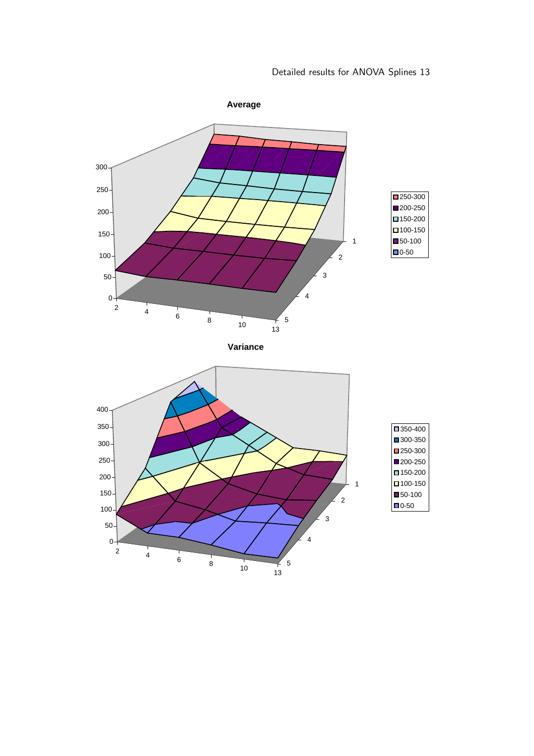Detailed results for ANOVA Splines

**Average**

**Variance**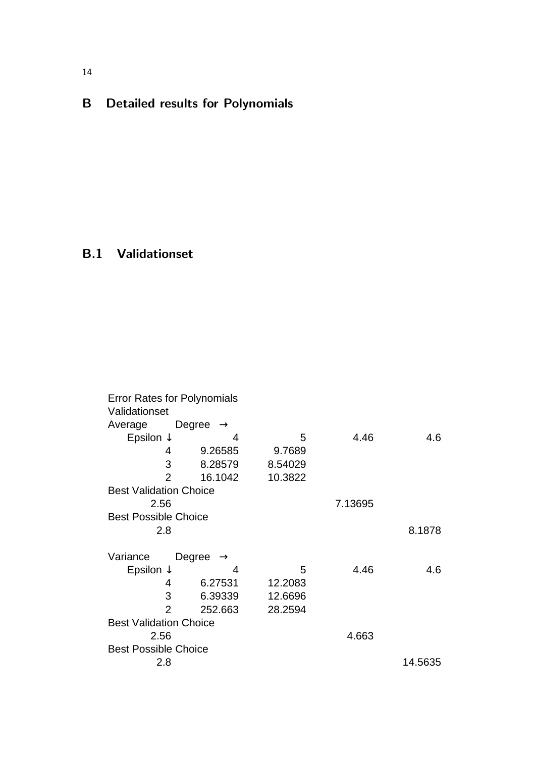## B Detailed results for Polynomials

### B.1 Validationset

Error Rates for Polynomials

Validationset

| Average | Degree → | | | |
|---|---|---|---|---|
| Epsilon ↓ | 4 | 5 | 4.46 | 4.6 |
| 4 | 9.26585 | 9.7689 | | |
| 3 | 8.28579 | 8.54029 | | |
| 2 | 16.1042 | 10.3822 | | |
| Best Validation Choice | | | | |
| 2.56 | | | 7.13695 | |
| Best Possible Choice | | | | |
| 2.8 | | | | 8.1878 |

| Variance | Degree → | | | |
|---|---|---|---|---|
| Epsilon ↓ | 4 | 5 | 4.46 | 4.6 |
| 4 | 6.27531 | 12.2083 | | |
| 3 | 6.39339 | 12.6696 | | |
| 2 | 252.663 | 28.2594 | | |
| Best Validation Choice | | | | |
| 2.56 | | | 4.663 | |
| Best Possible Choice | | | | |
| 2.8 | | | | 14.5635 |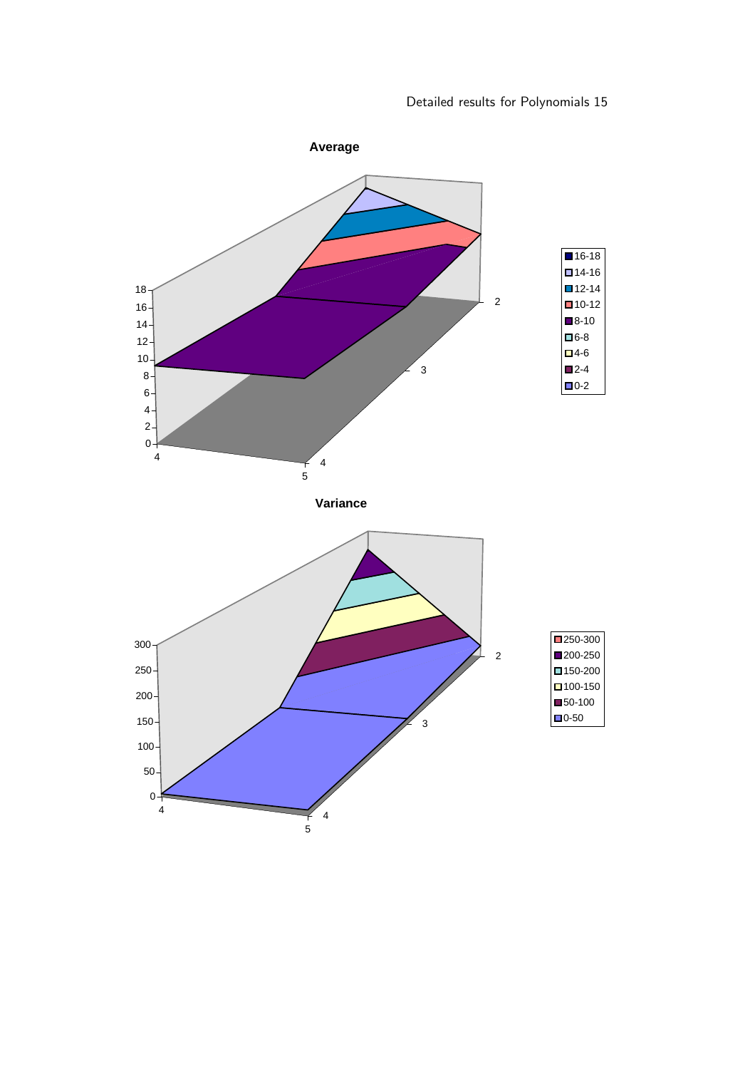Detailed results for Polynomials 15

**Average**

**Variance**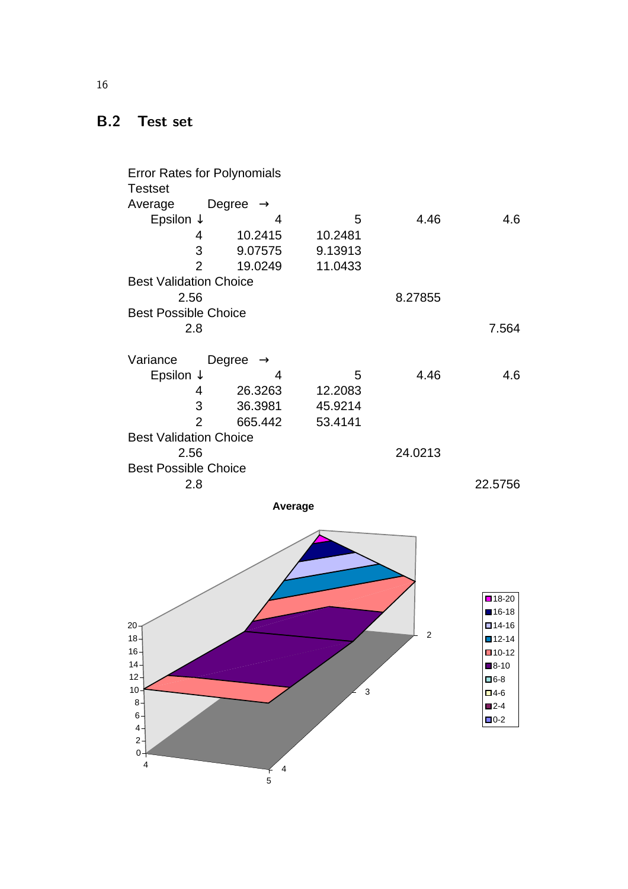## B.2 Test set

Error Rates for Polynomials
Testset

| Average | Degree → | | | |
|---|---|---|---|---|
| Epsilon ↓ | 4 | 5 | 4.46 | 4.6 |
| 4 | 10.2415 | 10.2481 | | |
| 3 | 9.07575 | 9.13913 | | |
| 2 | 19.0249 | 11.0433 | | |
| Best Validation Choice | | | | |
| 2.56 | | | 8.27855 | |
| Best Possible Choice | | | | |
| 2.8 | | | | 7.564 |

| Variance | Degree → | | | |
|---|---|---|---|---|
| Epsilon ↓ | 4 | 5 | 4.46 | 4.6 |
| 4 | 26.3263 | 12.2083 | | |
| 3 | 36.3981 | 45.9214 | | |
| 2 | 665.442 | 53.4141 | | |
| Best Validation Choice | | | | |
| 2.56 | | | 24.0213 | |
| Best Possible Choice | | | | |
| 2.8 | | | | 22.5756 |

**Average**

[Figure: 3D surface plot of average test-set error rate (z-axis 0–20) versus Degree (4, 5) and Epsilon (4, 3, 2), with legend bands 0-2, 2-4, 4-6, 6-8, 8-10, 10-12, 12-14, 14-16, 16-18, 18-20]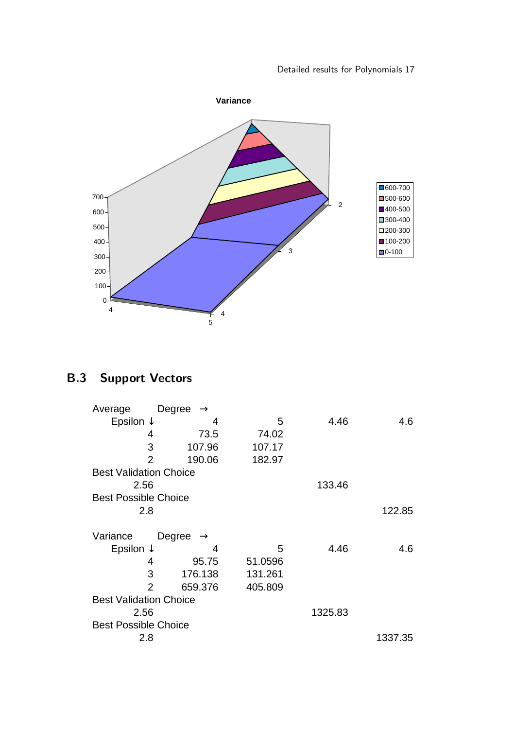Variance

## B.3 Support Vectors

| Average | Degree → | | | |
|---|---|---|---|---|
| Epsilon ↓ | 4 | 5 | 4.46 | 4.6 |
| 4 | 73.5 | 74.02 | | |
| 3 | 107.96 | 107.17 | | |
| 2 | 190.06 | 182.97 | | |
| Best Validation Choice | | | | |
| 2.56 | | | 133.46 | |
| Best Possible Choice | | | | |
| 2.8 | | | | 122.85 |

| Variance | Degree → | | | |
|---|---|---|---|---|
| Epsilon ↓ | 4 | 5 | 4.46 | 4.6 |
| 4 | 95.75 | 51.0596 | | |
| 3 | 176.138 | 131.261 | | |
| 2 | 659.376 | 405.809 | | |
| Best Validation Choice | | | | |
| 2.56 | | | 1325.83 | |
| Best Possible Choice | | | | |
| 2.8 | | | | 1337.35 |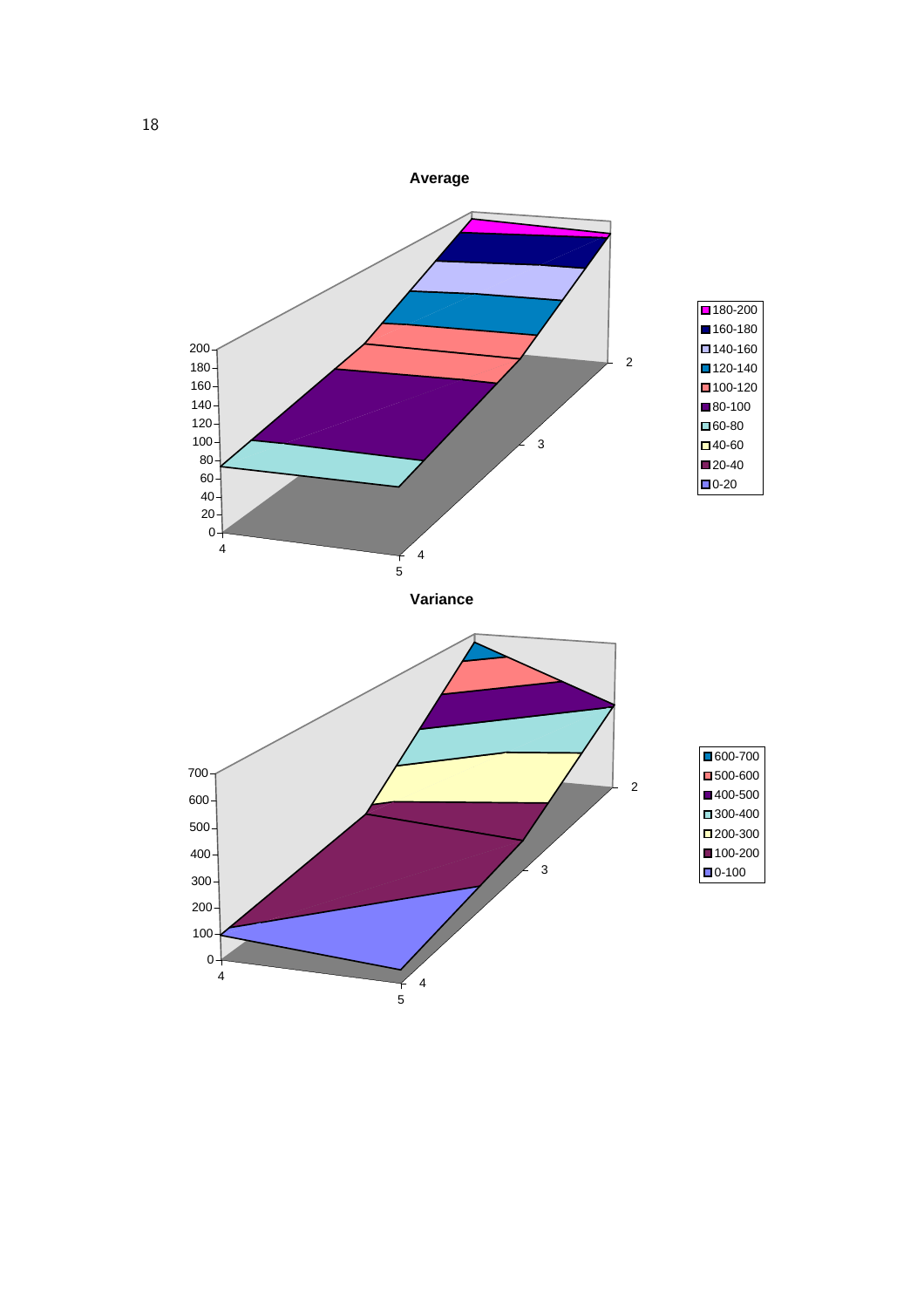**Average**

**Variance**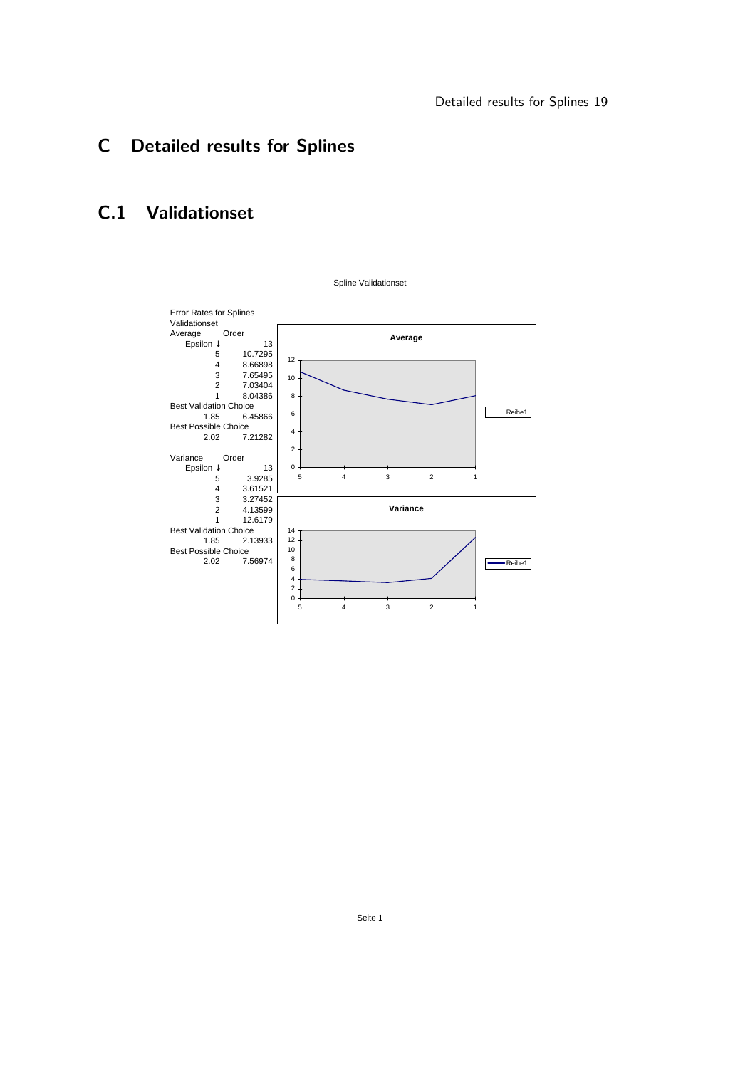# C Detailed results for Splines

## C.1 Validationset

Spline Validationset

Error Rates for Splines
Validationset

| Average | Order |
|---|---|
| Epsilon ↓ | 13 |
| 5 | 10.7295 |
| 4 | 8.66898 |
| 3 | 7.65495 |
| 2 | 7.03404 |
| 1 | 8.04386 |
| Best Validation Choice | |
| 1.85 | 6.45866 |
| Best Possible Choice | |
| 2.02 | 7.21282 |

| Variance | Order |
|---|---|
| Epsilon ↓ | 13 |
| 5 | 3.9285 |
| 4 | 3.61521 |
| 3 | 3.27452 |
| 2 | 4.13599 |
| 1 | 12.6179 |
| Best Validation Choice | |
| 1.85 | 2.13933 |
| Best Possible Choice | |
| 2.02 | 7.56974 |

**Average**

**Variance**

Seite 1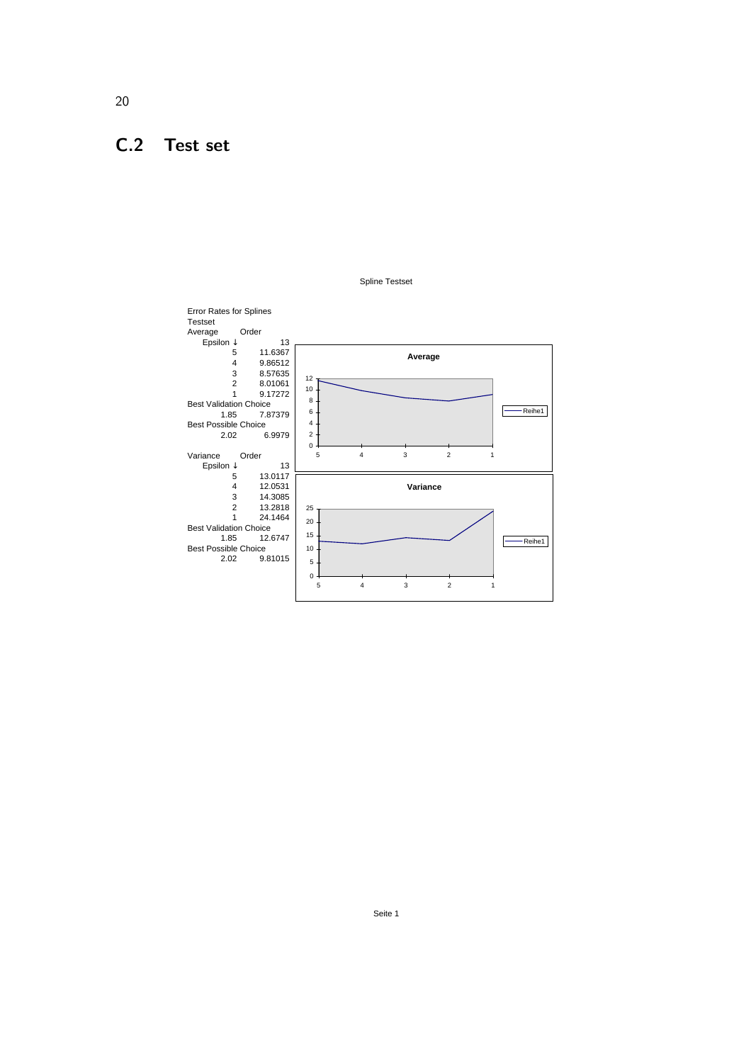## C.2 Test set

Spline Testset

Error Rates for Splines
Testset

| Average | Order |
|---|---|
| Epsilon ↓ | 13 |
| 5 | 11.6367 |
| 4 | 9.86512 |
| 3 | 8.57635 |
| 2 | 8.01061 |
| 1 | 9.17272 |
| Best Validation Choice | |
| 1.85 | 7.87379 |
| Best Possible Choice | |
| 2.02 | 6.9979 |

| Variance | Order |
|---|---|
| Epsilon ↓ | 13 |
| 5 | 13.0117 |
| 4 | 12.0531 |
| 3 | 14.3085 |
| 2 | 13.2818 |
| 1 | 24.1464 |
| Best Validation Choice | |
| 1.85 | 12.6747 |
| Best Possible Choice | |
| 2.02 | 9.81015 |

**Average**

**Variance**

Seite 1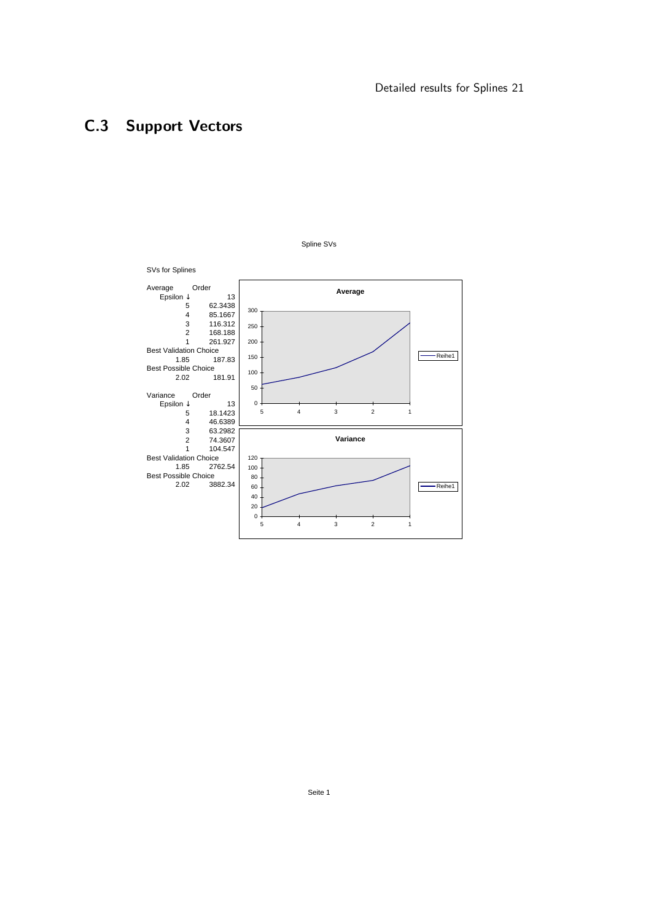## C.3 Support Vectors

Spline SVs

SVs for Splines

| Average | Order |
|---|---|
| Epsilon ↓ | 13 |
| 5 | 62.3438 |
| 4 | 85.1667 |
| 3 | 116.312 |
| 2 | 168.188 |
| 1 | 261.927 |
| Best Validation Choice | |
| 1.85 | 187.83 |
| Best Possible Choice | |
| 2.02 | 181.91 |

| Variance | Order |
|---|---|
| Epsilon ↓ | 13 |
| 5 | 18.1423 |
| 4 | 46.6389 |
| 3 | 63.2982 |
| 2 | 74.3607 |
| 1 | 104.547 |
| Best Validation Choice | |
| 1.85 | 2762.54 |
| Best Possible Choice | |
| 2.02 | 3882.34 |

Seite 1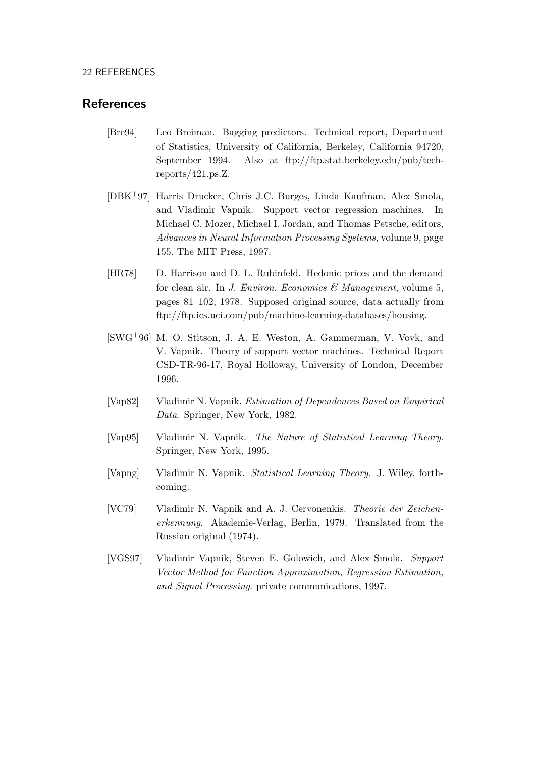## References

[Bre94] Leo Breiman. Bagging predictors. Technical report, Department of Statistics, University of California, Berkeley, California 94720, September 1994. Also at ftp://ftp.stat.berkeley.edu/pub/tech-reports/421.ps.Z.

[DBK+97] Harris Drucker, Chris J.C. Burges, Linda Kaufman, Alex Smola, and Vladimir Vapnik. Support vector regression machines. In Michael C. Mozer, Michael I. Jordan, and Thomas Petsche, editors, *Advances in Neural Information Processing Systems*, volume 9, page 155. The MIT Press, 1997.

[HR78] D. Harrison and D. L. Rubinfeld. Hedonic prices and the demand for clean air. In *J. Environ. Economics & Management*, volume 5, pages 81–102, 1978. Supposed original source, data actually from ftp://ftp.ics.uci.com/pub/machine-learning-databases/housing.

[SWG+96] M. O. Stitson, J. A. E. Weston, A. Gammerman, V. Vovk, and V. Vapnik. Theory of support vector machines. Technical Report CSD-TR-96-17, Royal Holloway, University of London, December 1996.

[Vap82] Vladimir N. Vapnik. *Estimation of Dependences Based on Empirical Data*. Springer, New York, 1982.

[Vap95] Vladimir N. Vapnik. *The Nature of Statistical Learning Theory*. Springer, New York, 1995.

[Vapng] Vladimir N. Vapnik. *Statistical Learning Theory*. J. Wiley, forthcoming.

[VC79] Vladimir N. Vapnik and A. J. Cervonenkis. *Theorie der Zeichenerkennung*. Akademie-Verlag, Berlin, 1979. Translated from the Russian original (1974).

[VGS97] Vladimir Vapnik, Steven E. Golowich, and Alex Smola. *Support Vector Method for Function Approximation, Regression Estimation, and Signal Processing*. private communications, 1997.